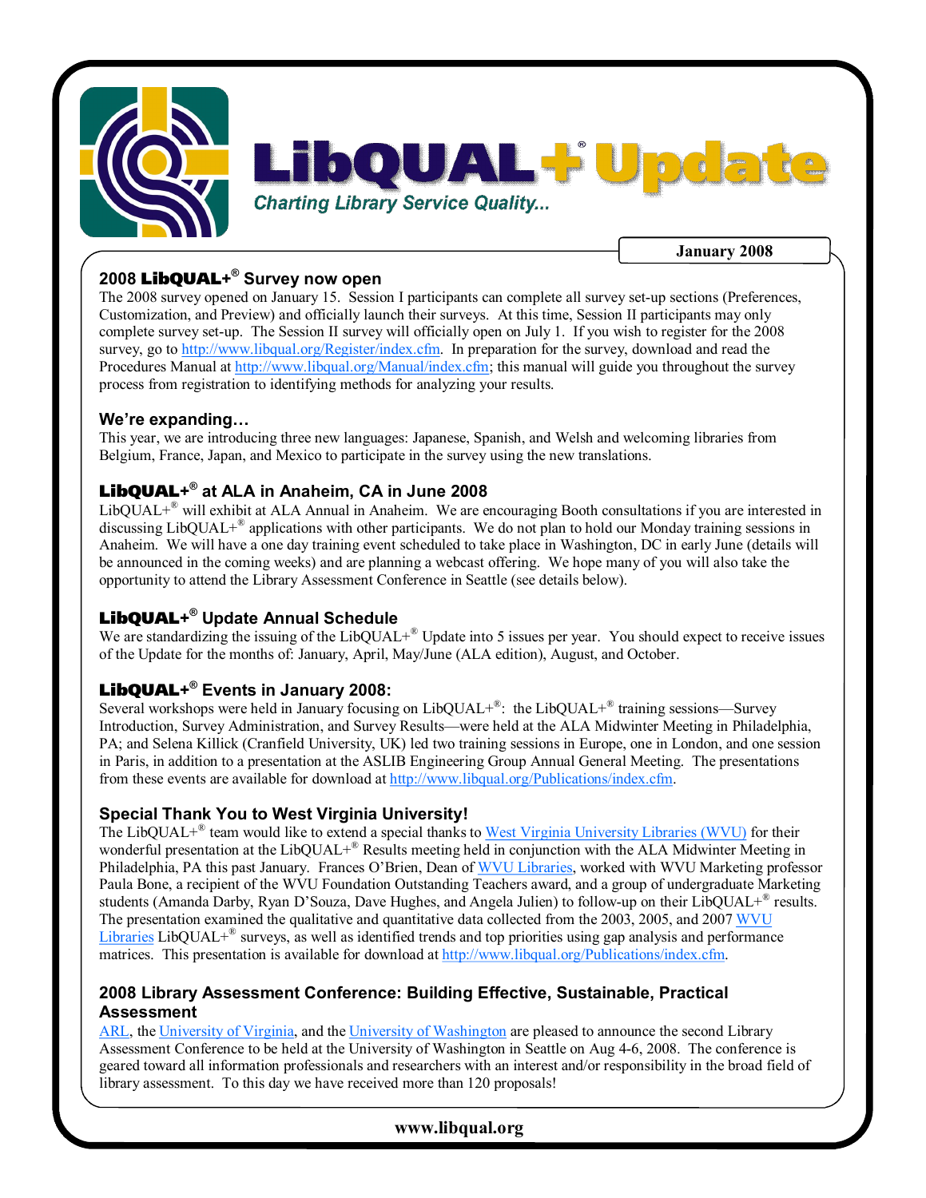# LibQUAL+® Update

*Charting Library Service Quality...*

**January 2008**

## 2008 LibQUAL+® Survey now open

The 2008 survey opened on January 15. Session I participants can complete all survey set-up sections (Preferences, Customization, and Preview) and officially launch their surveys. At this time, Session II participants may only complete survey set-up. The Session II survey will officially open on July 1. If you wish to register for the 2008 survey, go to http://www.libqual.org/Register/index.cfm. In preparation for the survey, download and read the Procedures Manual at http://www.libqual.org/Manual/index.cfm; this manual will guide you throughout the survey process from registration to identifying methods for analyzing your results.

## We're expanding…

This year, we are introducing three new languages: Japanese, Spanish, and Welsh and welcoming libraries from Belgium, France, Japan, and Mexico to participate in the survey using the new translations.

## LibQUAL+® at ALA in Anaheim, CA in June 2008

LibQUAL+® will exhibit at ALA Annual in Anaheim. We are encouraging Booth consultations if you are interested in discussing LibQUAL+® applications with other participants. We do not plan to hold our Monday training sessions in Anaheim. We will have a one day training event scheduled to take place in Washington, DC in early June (details will be announced in the coming weeks) and are planning a webcast offering. We hope many of you will also take the opportunity to attend the Library Assessment Conference in Seattle (see details below).

## LibQUAL+® Update Annual Schedule

We are standardizing the issuing of the LibQUAL+® Update into 5 issues per year. You should expect to receive issues of the Update for the months of: January, April, May/June (ALA edition), August, and October.

## LibQUAL+® Events in January 2008:

Several workshops were held in January focusing on LibQUAL+®: the LibQUAL+® training sessions—Survey Introduction, Survey Administration, and Survey Results—were held at the ALA Midwinter Meeting in Philadelphia, PA; and Selena Killick (Cranfield University, UK) led two training sessions in Europe, one in London, and one session in Paris, in addition to a presentation at the ASLIB Engineering Group Annual General Meeting. The presentations from these events are available for download at http://www.libqual.org/Publications/index.cfm.

## Special Thank You to West Virginia University!

The LibQUAL+® team would like to extend a special thanks to West Virginia University Libraries (WVU) for their wonderful presentation at the LibQUAL+® Results meeting held in conjunction with the ALA Midwinter Meeting in Philadelphia, PA this past January. Frances O'Brien, Dean of WVU Libraries, worked with WVU Marketing professor Paula Bone, a recipient of the WVU Foundation Outstanding Teachers award, and a group of undergraduate Marketing students (Amanda Darby, Ryan D'Souza, Dave Hughes, and Angela Julien) to follow-up on their LibQUAL+® results. The presentation examined the qualitative and quantitative data collected from the 2003, 2005, and 2007 WVU Libraries LibQUAL+® surveys, as well as identified trends and top priorities using gap analysis and performance matrices. This presentation is available for download at http://www.libqual.org/Publications/index.cfm.

## 2008 Library Assessment Conference: Building Effective, Sustainable, Practical Assessment

ARL, the University of Virginia, and the University of Washington are pleased to announce the second Library Assessment Conference to be held at the University of Washington in Seattle on Aug 4-6, 2008. The conference is geared toward all information professionals and researchers with an interest and/or responsibility in the broad field of library assessment. To this day we have received more than 120 proposals!

www.libqual.org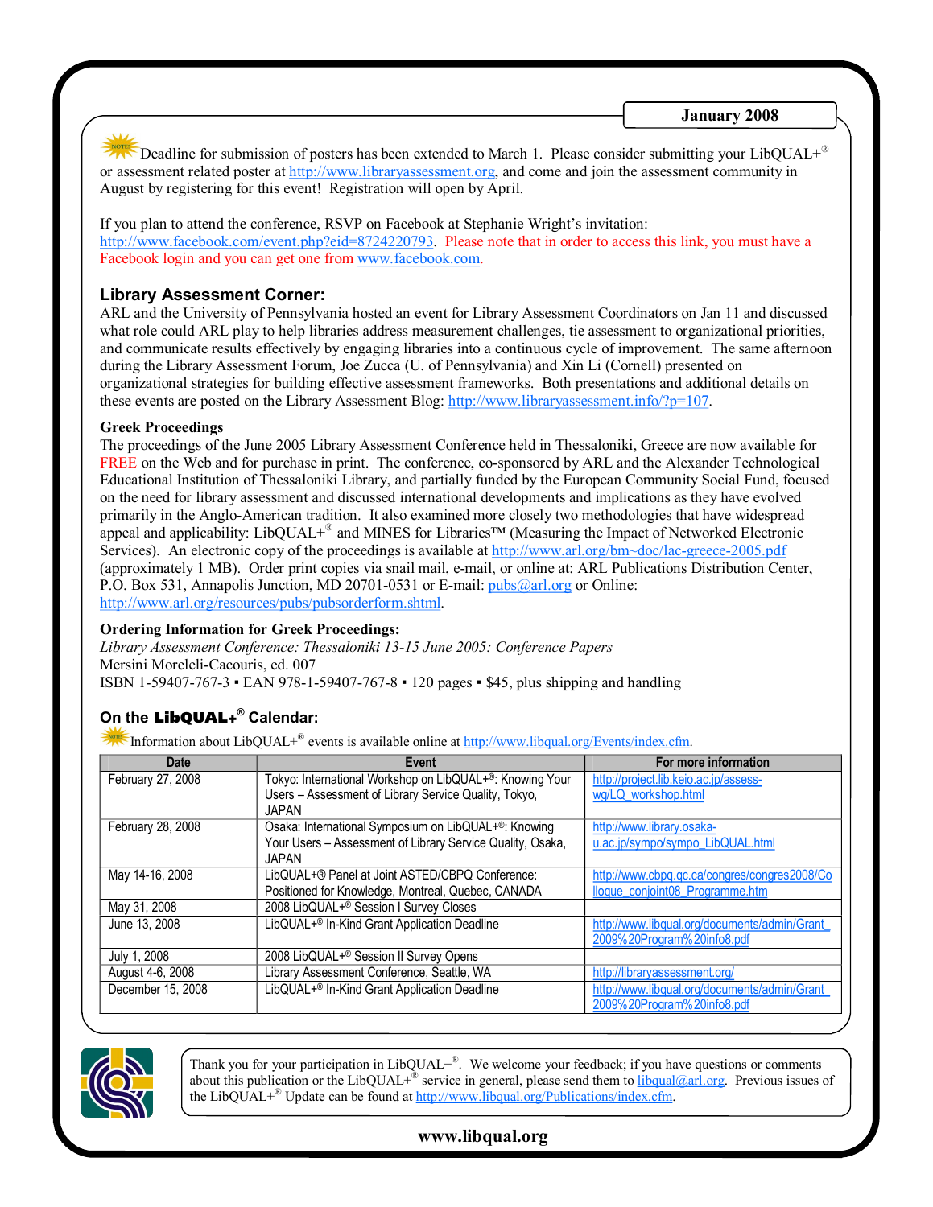January 2008

Deadline for submission of posters has been extended to March 1. Please consider submitting your LibQUAL+® or assessment related poster at http://www.libraryassessment.org, and come and join the assessment community in August by registering for this event! Registration will open by April.

If you plan to attend the conference, RSVP on Facebook at Stephanie Wright's invitation: http://www.facebook.com/event.php?eid=8724220793. Please note that in order to access this link, you must have a Facebook login and you can get one from www.facebook.com.

## Library Assessment Corner:

ARL and the University of Pennsylvania hosted an event for Library Assessment Coordinators on Jan 11 and discussed what role could ARL play to help libraries address measurement challenges, tie assessment to organizational priorities, and communicate results effectively by engaging libraries into a continuous cycle of improvement. The same afternoon during the Library Assessment Forum, Joe Zucca (U. of Pennsylvania) and Xin Li (Cornell) presented on organizational strategies for building effective assessment frameworks. Both presentations and additional details on these events are posted on the Library Assessment Blog: http://www.libraryassessment.info/?p=107.

### Greek Proceedings

The proceedings of the June 2005 Library Assessment Conference held in Thessaloniki, Greece are now available for FREE on the Web and for purchase in print. The conference, co-sponsored by ARL and the Alexander Technological Educational Institution of Thessaloniki Library, and partially funded by the European Community Social Fund, focused on the need for library assessment and discussed international developments and implications as they have evolved primarily in the Anglo-American tradition. It also examined more closely two methodologies that have widespread appeal and applicability: LibQUAL+® and MINES for Libraries™ (Measuring the Impact of Networked Electronic Services). An electronic copy of the proceedings is available at http://www.arl.org/bm~doc/lac-greece-2005.pdf (approximately 1 MB). Order print copies via snail mail, e-mail, or online at: ARL Publications Distribution Center, P.O. Box 531, Annapolis Junction, MD 20701-0531 or E-mail: pubs@arl.org or Online: http://www.arl.org/resources/pubs/pubsorderform.shtml.

### Ordering Information for Greek Proceedings:

*Library Assessment Conference: Thessaloniki 13-15 June 2005: Conference Papers*
Mersini Moreleli-Cacouris, ed. 007
ISBN 1-59407-767-3 ▪ EAN 978-1-59407-767-8 ▪ 120 pages ▪ $45, plus shipping and handling

## On the LibQUAL+® Calendar:

Information about LibQUAL+® events is available online at http://www.libqual.org/Events/index.cfm.

| Date | Event | For more information |
|---|---|---|
| February 27, 2008 | Tokyo: International Workshop on LibQUAL+®: Knowing Your Users – Assessment of Library Service Quality, Tokyo, JAPAN | http://project.lib.keio.ac.jp/assess-wg/LQ_workshop.html |
| February 28, 2008 | Osaka: International Symposium on LibQUAL+®: Knowing Your Users – Assessment of Library Service Quality, Osaka, JAPAN | http://www.library.osaka-u.ac.jp/sympo/sympo_LibQUAL.html |
| May 14-16, 2008 | LibQUAL+® Panel at Joint ASTED/CBPQ Conference: Positioned for Knowledge, Montreal, Quebec, CANADA | http://www.cbpq.qc.ca/congres/congres2008/Colloque_conjoint08_Programme.htm |
| May 31, 2008 | 2008 LibQUAL+® Session I Survey Closes | |
| June 13, 2008 | LibQUAL+® In-Kind Grant Application Deadline | http://www.libqual.org/documents/admin/Grant_2009%20Program%20info8.pdf |
| July 1, 2008 | 2008 LibQUAL+® Session II Survey Opens | |
| August 4-6, 2008 | Library Assessment Conference, Seattle, WA | http://libraryassessment.org/ |
| December 15, 2008 | LibQUAL+® In-Kind Grant Application Deadline | http://www.libqual.org/documents/admin/Grant_2009%20Program%20info8.pdf |

Thank you for your participation in LibQUAL+®. We welcome your feedback; if you have questions or comments about this publication or the LibQUAL+® service in general, please send them to libqual@arl.org. Previous issues of the LibQUAL+® Update can be found at http://www.libqual.org/Publications/index.cfm.

www.libqual.org